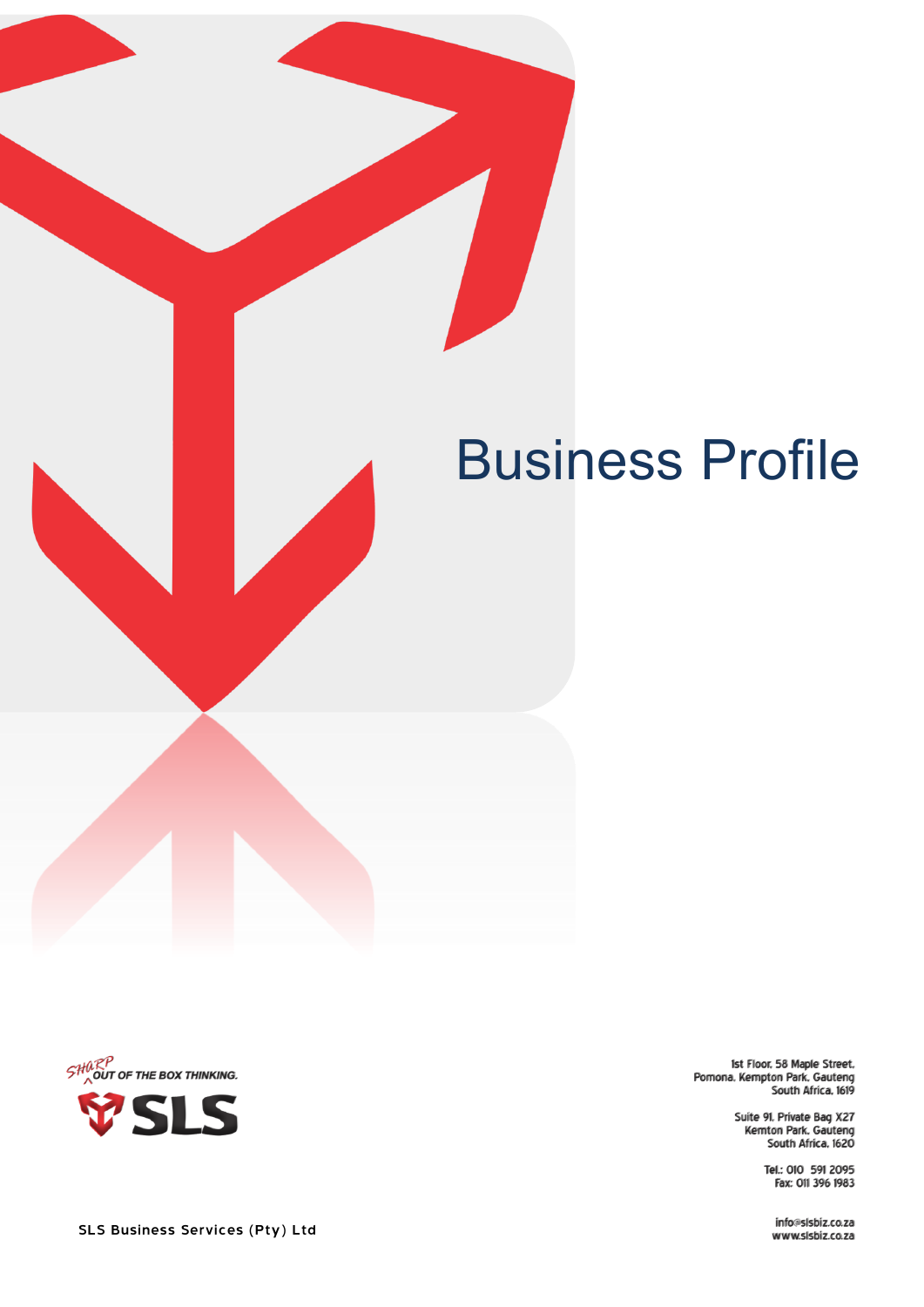# Business Profile

SHARP OUT OF THE BOX THINKING.

SLS

SLS Business Services (Pty) Ltd

1st Floor, 58 Maple Street,
Pomona, Kempton Park, Gauteng
South Africa, 1619

Suite 91, Private Bag X27
Kemton Park, Gauteng
South Africa, 1620

Tel.: 010 591 2095
Fax: 011 396 1983

info@slsbiz.co.za
www.slsbiz.co.za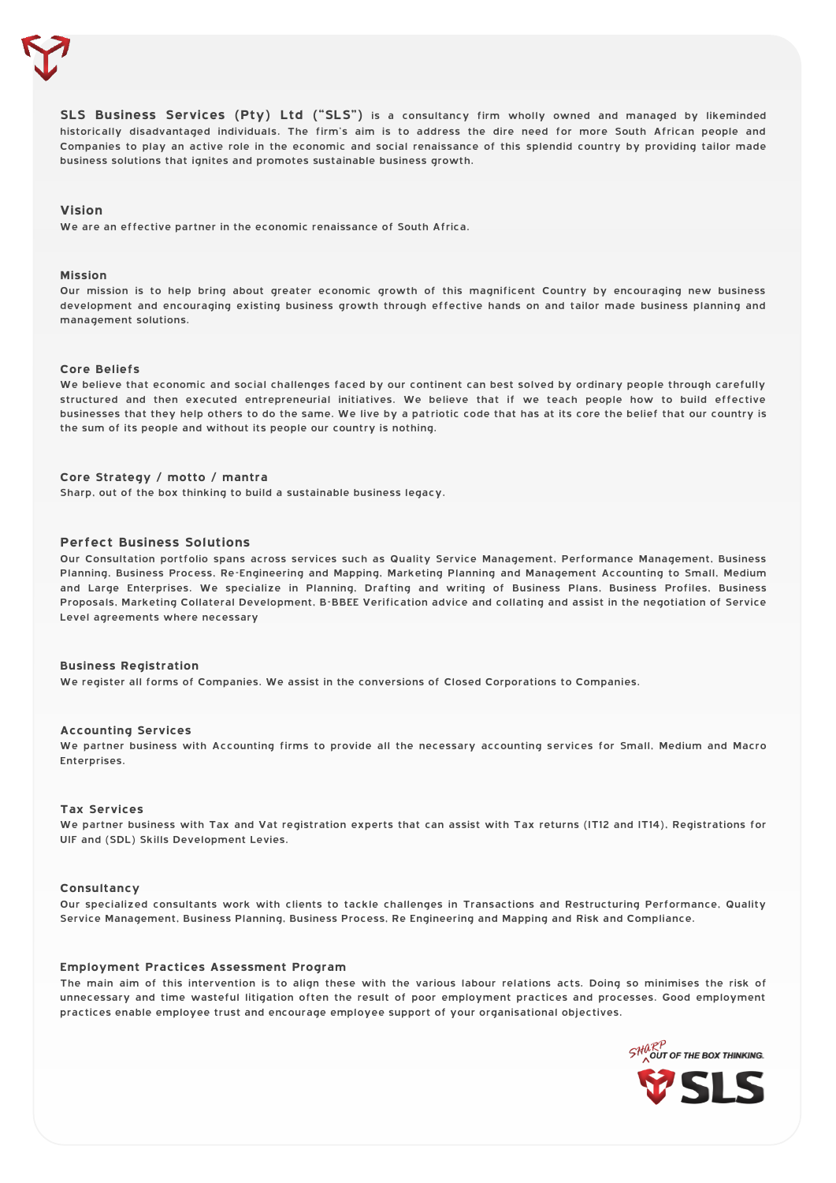**SLS Business Services (Pty) Ltd ("SLS")** is a consultancy firm wholly owned and managed by likeminded historically disadvantaged individuals. The firm's aim is to address the dire need for more South African people and Companies to play an active role in the economic and social renaissance of this splendid country by providing tailor made business solutions that ignites and promotes sustainable business growth.

## Vision

We are an effective partner in the economic renaissance of South Africa.

## Mission

Our mission is to help bring about greater economic growth of this magnificent Country by encouraging new business development and encouraging existing business growth through effective hands on and tailor made business planning and management solutions.

## Core Beliefs

We believe that economic and social challenges faced by our continent can best solved by ordinary people through carefully structured and then executed entrepreneurial initiatives. We believe that if we teach people how to build effective businesses that they help others to do the same. We live by a patriotic code that has at its core the belief that our country is the sum of its people and without its people our country is nothing.

## Core Strategy / motto / mantra

Sharp, out of the box thinking to build a sustainable business legacy.

## Perfect Business Solutions

Our Consultation portfolio spans across services such as Quality Service Management, Performance Management, Business Planning, Business Process, Re-Engineering and Mapping, Marketing Planning and Management Accounting to Small, Medium and Large Enterprises. We specialize in Planning, Drafting and writing of Business Plans, Business Profiles, Business Proposals, Marketing Collateral Development, B-BBEE Verification advice and collating and assist in the negotiation of Service Level agreements where necessary

## Business Registration

We register all forms of Companies. We assist in the conversions of Closed Corporations to Companies.

## Accounting Services

We partner business with Accounting firms to provide all the necessary accounting services for Small, Medium and Macro Enterprises.

## Tax Services

We partner business with Tax and Vat registration experts that can assist with Tax returns (IT12 and IT14), Registrations for UIF and (SDL) Skills Development Levies.

## Consultancy

Our specialized consultants work with clients to tackle challenges in Transactions and Restructuring Performance, Quality Service Management, Business Planning, Business Process, Re Engineering and Mapping and Risk and Compliance.

## Employment Practices Assessment Program

The main aim of this intervention is to align these with the various labour relations acts. Doing so minimises the risk of unnecessary and time wasteful litigation often the result of poor employment practices and processes. Good employment practices enable employee trust and encourage employee support of your organisational objectives.

SHARP OUT OF THE BOX THINKING.

SLS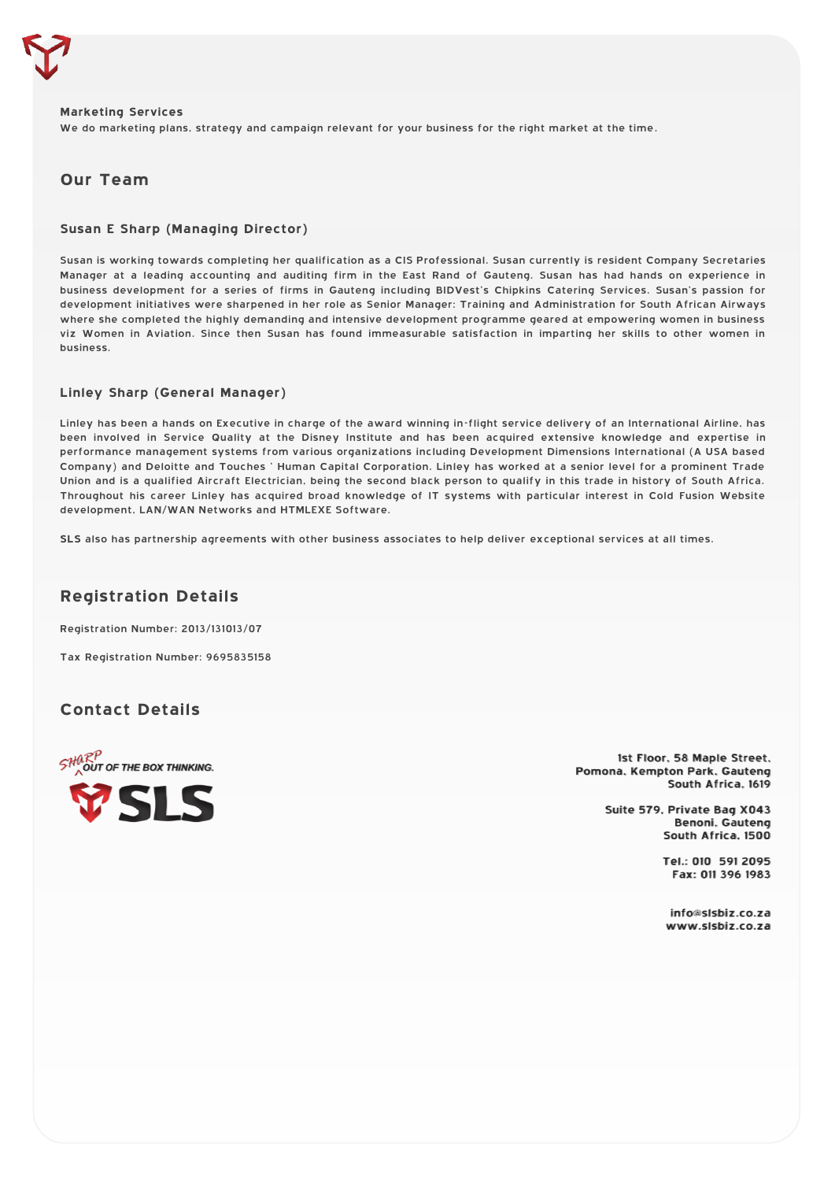**Marketing Services**

We do marketing plans, strategy and campaign relevant for your business for the right market at the time.

## Our Team

### Susan E Sharp (Managing Director)

Susan is working towards completing her qualification as a CIS Professional. Susan currently is resident Company Secretaries Manager at a leading accounting and auditing firm in the East Rand of Gauteng. Susan has had hands on experience in business development for a series of firms in Gauteng including BIDVest's Chipkins Catering Services. Susan's passion for development initiatives were sharpened in her role as Senior Manager: Training and Administration for South African Airways where she completed the highly demanding and intensive development programme geared at empowering women in business viz Women in Aviation. Since then Susan has found immeasurable satisfaction in imparting her skills to other women in business.

### Linley Sharp (General Manager)

Linley has been a hands on Executive in charge of the award winning in-flight service delivery of an International Airline, has been involved in Service Quality at the Disney Institute and has been acquired extensive knowledge and expertise in performance management systems from various organizations including Development Dimensions International (A USA based Company) and Deloitte and Touches ' Human Capital Corporation. Linley has worked at a senior level for a prominent Trade Union and is a qualified Aircraft Electrician, being the second black person to qualify in this trade in history of South Africa. Throughout his career Linley has acquired broad knowledge of IT systems with particular interest in Cold Fusion Website development, LAN/WAN Networks and HTMLEXE Software.

SLS also has partnership agreements with other business associates to help deliver exceptional services at all times.

## Registration Details

Registration Number: 2013/131013/07

Tax Registration Number: 9695835158

## Contact Details

SHARP OUT OF THE BOX THINKING.

SLS

**1st Floor, 58 Maple Street,**
**Pomona, Kempton Park, Gauteng**
**South Africa, 1619**

**Suite 579, Private Bag X043**
**Benoni, Gauteng**
**South Africa, 1500**

**Tel.: 010 591 2095**
**Fax: 011 396 1983**

**info@slsbiz.co.za**
**www.slsbiz.co.za**